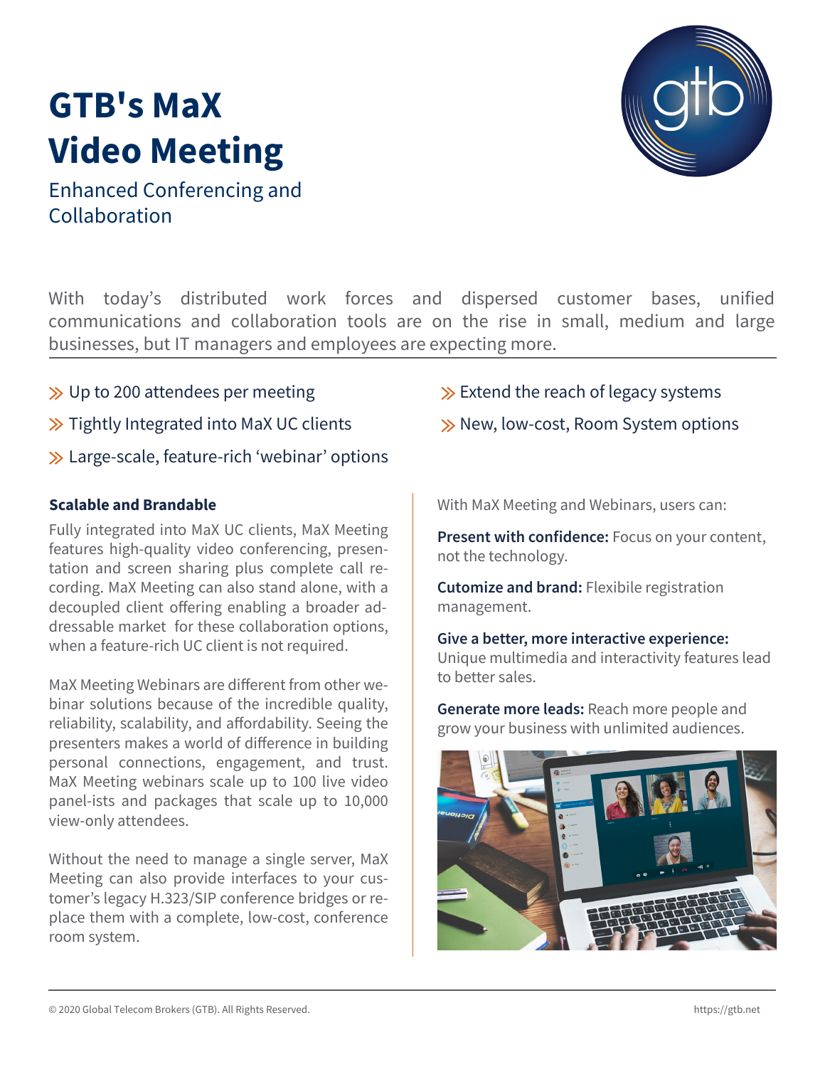# GTB's MaX Video Meeting

Enhanced Conferencing and Collaboration

With today's distributed work forces and dispersed customer bases, unified communications and collaboration tools are on the rise in small, medium and large businesses, but IT managers and employees are expecting more.

- Up to 200 attendees per meeting
- Tightly Integrated into MaX UC clients
- Large-scale, feature-rich 'webinar' options
- Extend the reach of legacy systems
- New, low-cost, Room System options

### Scalable and Brandable

Fully integrated into MaX UC clients, MaX Meeting features high-quality video conferencing, presentation and screen sharing plus complete call recording. MaX Meeting can also stand alone, with a decoupled client offering enabling a broader addressable market for these collaboration options, when a feature-rich UC client is not required.

MaX Meeting Webinars are different from other webinar solutions because of the incredible quality, reliability, scalability, and affordability. Seeing the presenters makes a world of difference in building personal connections, engagement, and trust. MaX Meeting webinars scale up to 100 live video panel-ists and packages that scale up to 10,000 view-only attendees.

Without the need to manage a single server, MaX Meeting can also provide interfaces to your customer's legacy H.323/SIP conference bridges or replace them with a complete, low-cost, conference room system.

With MaX Meeting and Webinars, users can:

**Present with confidence:** Focus on your content, not the technology.

**Cutomize and brand:** Flexibile registration management.

**Give a better, more interactive experience:** Unique multimedia and interactivity features lead to better sales.

**Generate more leads:** Reach more people and grow your business with unlimited audiences.

© 2020 Global Telecom Brokers (GTB). All Rights Reserved. https://gtb.net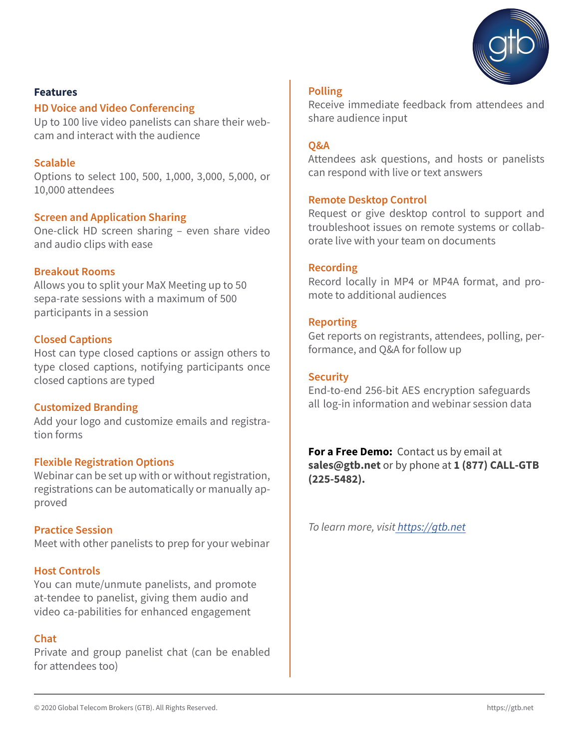## Features

### HD Voice and Video Conferencing

Up to 100 live video panelists can share their webcam and interact with the audience

### Scalable

Options to select 100, 500, 1,000, 3,000, 5,000, or 10,000 attendees

### Screen and Application Sharing

One-click HD screen sharing – even share video and audio clips with ease

### Breakout Rooms

Allows you to split your MaX Meeting up to 50 sepa-rate sessions with a maximum of 500 participants in a session

### Closed Captions

Host can type closed captions or assign others to type closed captions, notifying participants once closed captions are typed

### Customized Branding

Add your logo and customize emails and registration forms

### Flexible Registration Options

Webinar can be set up with or without registration, registrations can be automatically or manually approved

### Practice Session

Meet with other panelists to prep for your webinar

### Host Controls

You can mute/unmute panelists, and promote at-tendee to panelist, giving them audio and video ca-pabilities for enhanced engagement

### Chat

Private and group panelist chat (can be enabled for attendees too)

### Polling

Receive immediate feedback from attendees and share audience input

### Q&A

Attendees ask questions, and hosts or panelists can respond with live or text answers

### Remote Desktop Control

Request or give desktop control to support and troubleshoot issues on remote systems or collaborate live with your team on documents

### Recording

Record locally in MP4 or MP4A format, and promote to additional audiences

### Reporting

Get reports on registrants, attendees, polling, performance, and Q&A for follow up

### Security

End-to-end 256-bit AES encryption safeguards all log-in information and webinar session data

**For a Free Demo:** Contact us by email at **sales@gtb.net** or by phone at **1 (877) CALL-GTB (225-5482).**

*To learn more, visit [https://gtb.net](https://gtb.net)*

© 2020 Global Telecom Brokers (GTB). All Rights Reserved.